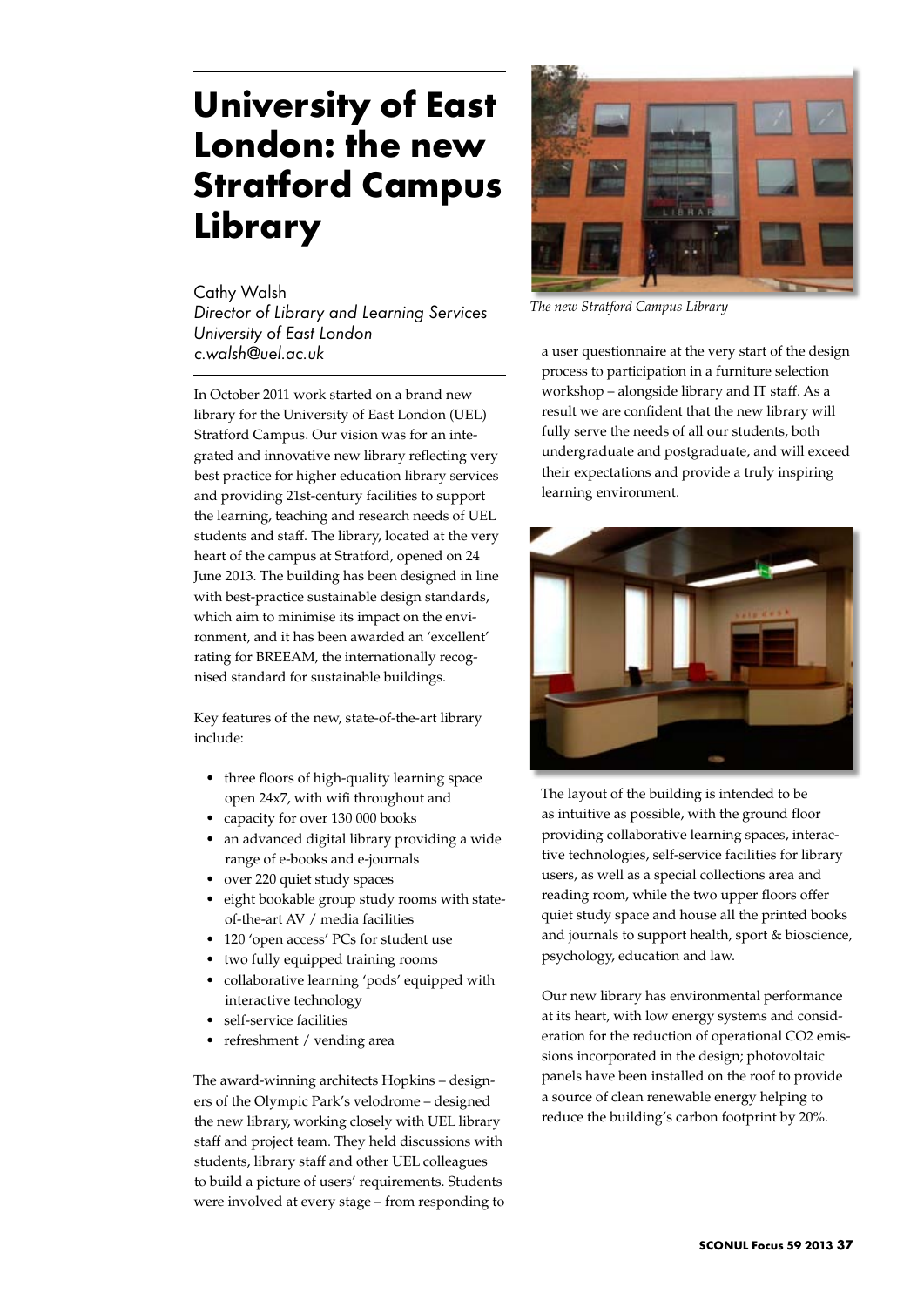# University of East London: the new Stratford Campus Library

Cathy Walsh
*Director of Library and Learning Services*
*University of East London*
*c.walsh@uel.ac.uk*

In October 2011 work started on a brand new library for the University of East London (UEL) Stratford Campus. Our vision was for an integrated and innovative new library reflecting very best practice for higher education library services and providing 21st-century facilities to support the learning, teaching and research needs of UEL students and staff. The library, located at the very heart of the campus at Stratford, opened on 24 June 2013. The building has been designed in line with best-practice sustainable design standards, which aim to minimise its impact on the environment, and it has been awarded an 'excellent' rating for BREEAM, the internationally recognised standard for sustainable buildings.

Key features of the new, state-of-the-art library include:

- three floors of high-quality learning space open 24x7, with wifi throughout and
- capacity for over 130 000 books
- an advanced digital library providing a wide range of e-books and e-journals
- over 220 quiet study spaces
- eight bookable group study rooms with state-of-the-art AV / media facilities
- 120 'open access' PCs for student use
- two fully equipped training rooms
- collaborative learning 'pods' equipped with interactive technology
- self-service facilities
- refreshment / vending area

The award-winning architects Hopkins – designers of the Olympic Park's velodrome – designed the new library, working closely with UEL library staff and project team. They held discussions with students, library staff and other UEL colleagues to build a picture of users' requirements. Students were involved at every stage – from responding to a user questionnaire at the very start of the design process to participation in a furniture selection workshop – alongside library and IT staff. As a result we are confident that the new library will fully serve the needs of all our students, both undergraduate and postgraduate, and will exceed their expectations and provide a truly inspiring learning environment.

*The new Stratford Campus Library*

The layout of the building is intended to be as intuitive as possible, with the ground floor providing collaborative learning spaces, interactive technologies, self-service facilities for library users, as well as a special collections area and reading room, while the two upper floors offer quiet study space and house all the printed books and journals to support health, sport & bioscience, psychology, education and law.

Our new library has environmental performance at its heart, with low energy systems and consideration for the reduction of operational $CO_2$ emissions incorporated in the design; photovoltaic panels have been installed on the roof to provide a source of clean renewable energy helping to reduce the building's carbon footprint by 20%.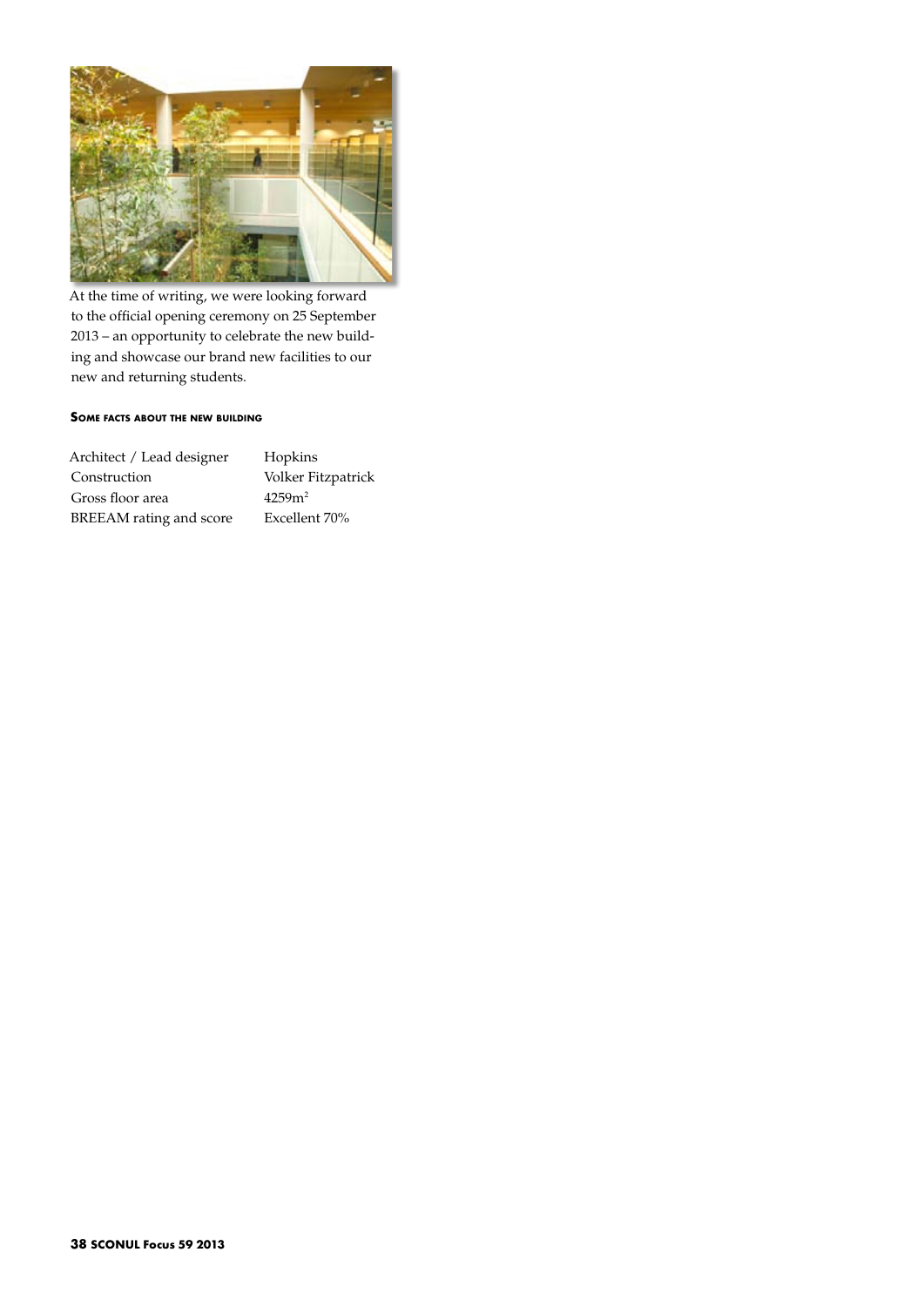At the time of writing, we were looking forward to the official opening ceremony on 25 September 2013 – an opportunity to celebrate the new building and showcase our brand new facilities to our new and returning students.

#### Some facts about the new building

| | |
|---|---|
| Architect / Lead designer | Hopkins |
| Construction | Volker Fitzpatrick |
| Gross floor area | 4259m$^2$ |
| BREEAM rating and score | Excellent 70% |